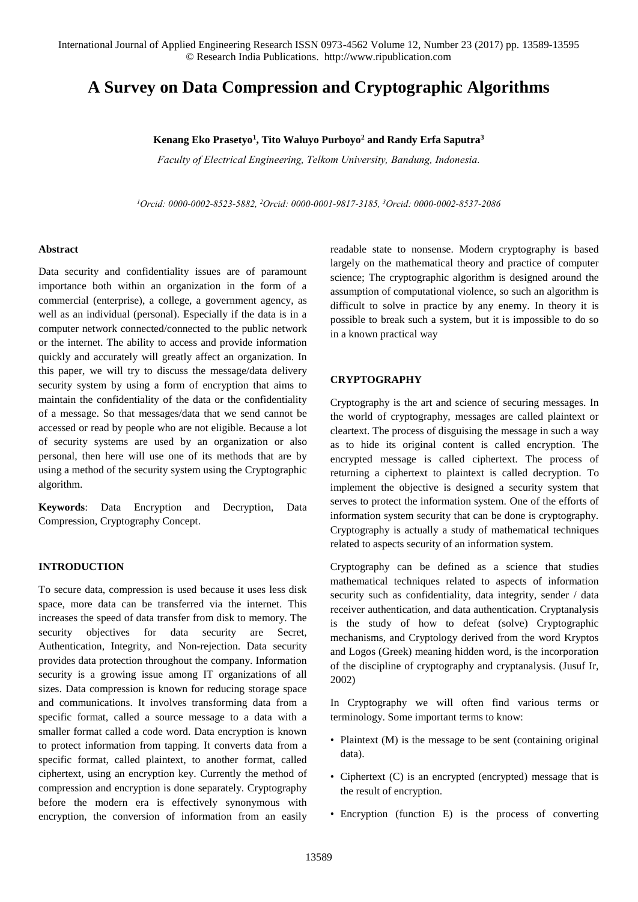# A Survey on Data Compression and Cryptographic Algorithms

**Kenang Eko Prasetyo[1], Tito Waluyo Purboyo[2] and Randy Erfa Saputra[3]**

*Faculty of Electrical Engineering, Telkom University, Bandung, Indonesia.*

*[1]Orcid: 0000-0002-8523-5882, [2]Orcid: 0000-0001-9817-3185, [3]Orcid: 0000-0002-8537-2086*

### Abstract

Data security and confidentiality issues are of paramount importance both within an organization in the form of a commercial (enterprise), a college, a government agency, as well as an individual (personal). Especially if the data is in a computer network connected/connected to the public network or the internet. The ability to access and provide information quickly and accurately will greatly affect an organization. In this paper, we will try to discuss the message/data delivery security system by using a form of encryption that aims to maintain the confidentiality of the data or the confidentiality of a message. So that messages/data that we send cannot be accessed or read by people who are not eligible. Because a lot of security systems are used by an organization or also personal, then here will use one of its methods that are by using a method of the security system using the Cryptographic algorithm.

**Keywords**: Data Encryption and Decryption, Data Compression, Cryptography Concept.

## INTRODUCTION

To secure data, compression is used because it uses less disk space, more data can be transferred via the internet. This increases the speed of data transfer from disk to memory. The security objectives for data security are Secret, Authentication, Integrity, and Non-rejection. Data security provides data protection throughout the company. Information security is a growing issue among IT organizations of all sizes. Data compression is known for reducing storage space and communications. It involves transforming data from a specific format, called a source message to a data with a smaller format called a code word. Data encryption is known to protect information from tapping. It converts data from a specific format, called plaintext, to another format, called ciphertext, using an encryption key. Currently the method of compression and encryption is done separately. Cryptography before the modern era is effectively synonymous with encryption, the conversion of information from an easily readable state to nonsense. Modern cryptography is based largely on the mathematical theory and practice of computer science; The cryptographic algorithm is designed around the assumption of computational violence, so such an algorithm is difficult to solve in practice by any enemy. In theory it is possible to break such a system, but it is impossible to do so in a known practical way

## CRYPTOGRAPHY

Cryptography is the art and science of securing messages. In the world of cryptography, messages are called plaintext or cleartext. The process of disguising the message in such a way as to hide its original content is called encryption. The encrypted message is called ciphertext. The process of returning a ciphertext to plaintext is called decryption. To implement the objective is designed a security system that serves to protect the information system. One of the efforts of information system security that can be done is cryptography. Cryptography is actually a study of mathematical techniques related to aspects security of an information system.

Cryptography can be defined as a science that studies mathematical techniques related to aspects of information security such as confidentiality, data integrity, sender / data receiver authentication, and data authentication. Cryptanalysis is the study of how to defeat (solve) Cryptographic mechanisms, and Cryptology derived from the word Kryptos and Logos (Greek) meaning hidden word, is the incorporation of the discipline of cryptography and cryptanalysis. (Jusuf Ir, 2002)

In Cryptography we will often find various terms or terminology. Some important terms to know:

- Plaintext (M) is the message to be sent (containing original data).
- Ciphertext (C) is an encrypted (encrypted) message that is the result of encryption.
- Encryption (function E) is the process of converting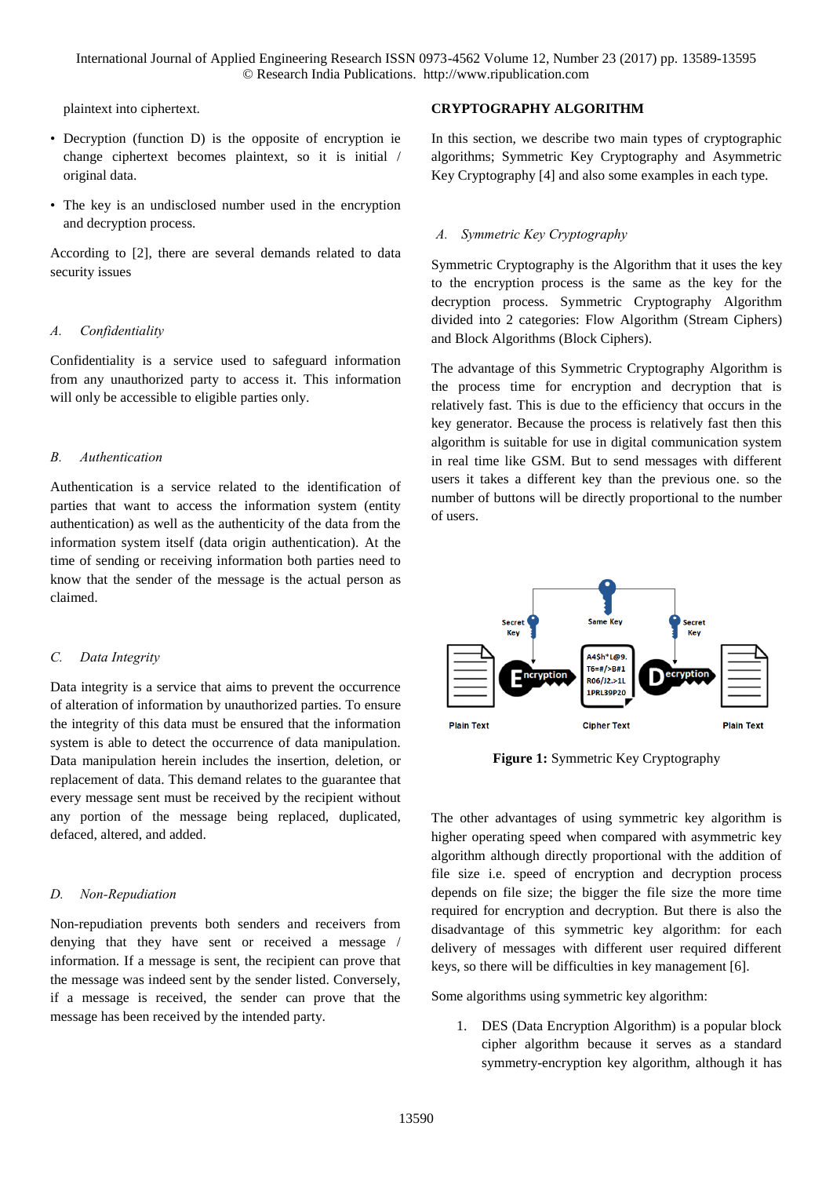plaintext into ciphertext.

- Decryption (function D) is the opposite of encryption ie change ciphertext becomes plaintext, so it is initial / original data.
- The key is an undisclosed number used in the encryption and decryption process.

According to [2], there are several demands related to data security issues

### A. Confidentiality

Confidentiality is a service used to safeguard information from any unauthorized party to access it. This information will only be accessible to eligible parties only.

### B. Authentication

Authentication is a service related to the identification of parties that want to access the information system (entity authentication) as well as the authenticity of the data from the information system itself (data origin authentication). At the time of sending or receiving information both parties need to know that the sender of the message is the actual person as claimed.

### C. Data Integrity

Data integrity is a service that aims to prevent the occurrence of alteration of information by unauthorized parties. To ensure the integrity of this data must be ensured that the information system is able to detect the occurrence of data manipulation. Data manipulation herein includes the insertion, deletion, or replacement of data. This demand relates to the guarantee that every message sent must be received by the recipient without any portion of the message being replaced, duplicated, defaced, altered, and added.

### D. Non-Repudiation

Non-repudiation prevents both senders and receivers from denying that they have sent or received a message / information. If a message is sent, the recipient can prove that the message was indeed sent by the sender listed. Conversely, if a message is received, the sender can prove that the message has been received by the intended party.

## CRYPTOGRAPHY ALGORITHM

In this section, we describe two main types of cryptographic algorithms; Symmetric Key Cryptography and Asymmetric Key Cryptography [4] and also some examples in each type.

### A. Symmetric Key Cryptography

Symmetric Cryptography is the Algorithm that it uses the key to the encryption process is the same as the key for the decryption process. Symmetric Cryptography Algorithm divided into 2 categories: Flow Algorithm (Stream Ciphers) and Block Algorithms (Block Ciphers).

The advantage of this Symmetric Cryptography Algorithm is the process time for encryption and decryption that is relatively fast. This is due to the efficiency that occurs in the key generator. Because the process is relatively fast then this algorithm is suitable for use in digital communication system in real time like GSM. But to send messages with different users it takes a different key than the previous one. so the number of buttons will be directly proportional to the number of users.

**Figure 1:** Symmetric Key Cryptography

The other advantages of using symmetric key algorithm is higher operating speed when compared with asymmetric key algorithm although directly proportional with the addition of file size i.e. speed of encryption and decryption process depends on file size; the bigger the file size the more time required for encryption and decryption. But there is also the disadvantage of this symmetric key algorithm: for each delivery of messages with different user required different keys, so there will be difficulties in key management [6].

Some algorithms using symmetric key algorithm:

1. DES (Data Encryption Algorithm) is a popular block cipher algorithm because it serves as a standard symmetry-encryption key algorithm, although it has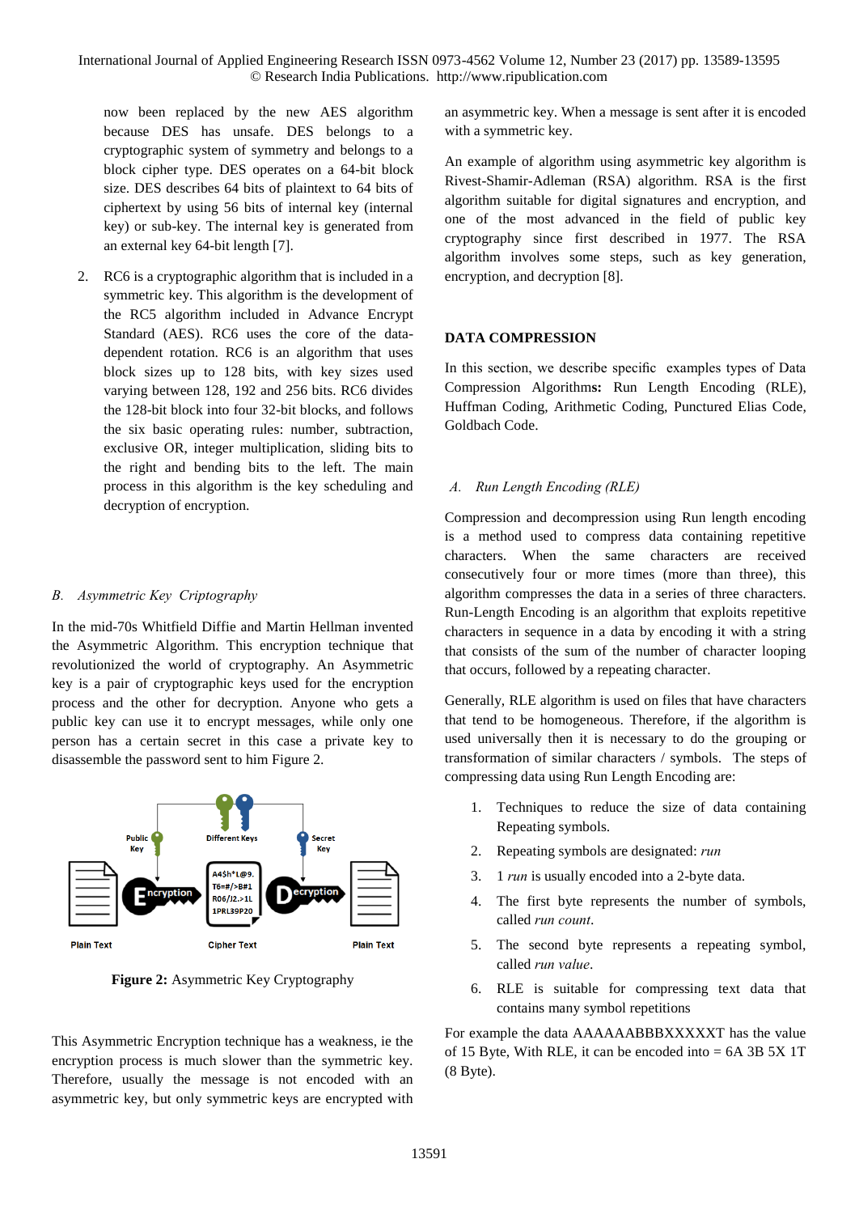now been replaced by the new AES algorithm because DES has unsafe. DES belongs to a cryptographic system of symmetry and belongs to a block cipher type. DES operates on a 64-bit block size. DES describes 64 bits of plaintext to 64 bits of ciphertext by using 56 bits of internal key (internal key) or sub-key. The internal key is generated from an external key 64-bit length [7].

2. RC6 is a cryptographic algorithm that is included in a symmetric key. This algorithm is the development of the RC5 algorithm included in Advance Encrypt Standard (AES). RC6 uses the core of the data-dependent rotation. RC6 is an algorithm that uses block sizes up to 128 bits, with key sizes used varying between 128, 192 and 256 bits. RC6 divides the 128-bit block into four 32-bit blocks, and follows the six basic operating rules: number, subtraction, exclusive OR, integer multiplication, sliding bits to the right and bending bits to the left. The main process in this algorithm is the key scheduling and decryption of encryption.

### *B. Asymmetric Key Criptography*

In the mid-70s Whitfield Diffie and Martin Hellman invented the Asymmetric Algorithm. This encryption technique that revolutionized the world of cryptography. An Asymmetric key is a pair of cryptographic keys used for the encryption process and the other for decryption. Anyone who gets a public key can use it to encrypt messages, while only one person has a certain secret in this case a private key to disassemble the password sent to him Figure 2.

Public Key

Different Keys

Secret Key

Encryption

A4$h*L@9.
T6=#/>B#1
R06/J2.>1L
1PRL39P2O

Decryption

Plain Text

Cipher Text

Plain Text

**Figure 2:** Asymmetric Key Cryptography

This Asymmetric Encryption technique has a weakness, ie the encryption process is much slower than the symmetric key. Therefore, usually the message is not encoded with an asymmetric key, but only symmetric keys are encrypted with an asymmetric key. When a message is sent after it is encoded with a symmetric key.

An example of algorithm using asymmetric key algorithm is Rivest-Shamir-Adleman (RSA) algorithm. RSA is the first algorithm suitable for digital signatures and encryption, and one of the most advanced in the field of public key cryptography since first described in 1977. The RSA algorithm involves some steps, such as key generation, encryption, and decryption [8].

## DATA COMPRESSION

In this section, we describe specific examples types of Data Compression Algorithm**s:** Run Length Encoding (RLE), Huffman Coding, Arithmetic Coding, Punctured Elias Code, Goldbach Code.

### *A. Run Length Encoding (RLE)*

Compression and decompression using Run length encoding is a method used to compress data containing repetitive characters. When the same characters are received consecutively four or more times (more than three), this algorithm compresses the data in a series of three characters. Run-Length Encoding is an algorithm that exploits repetitive characters in sequence in a data by encoding it with a string that consists of the sum of the number of character looping that occurs, followed by a repeating character.

Generally, RLE algorithm is used on files that have characters that tend to be homogeneous. Therefore, if the algorithm is used universally then it is necessary to do the grouping or transformation of similar characters / symbols. The steps of compressing data using Run Length Encoding are:

1. Techniques to reduce the size of data containing Repeating symbols.
2. Repeating symbols are designated: *run*
3. 1 *run* is usually encoded into a 2-byte data.
4. The first byte represents the number of symbols, called *run count*.
5. The second byte represents a repeating symbol, called *run value*.
6. RLE is suitable for compressing text data that contains many symbol repetitions

For example the data AAAAAABBBXXXXXT has the value of 15 Byte, With RLE, it can be encoded into = 6A 3B 5X 1T (8 Byte).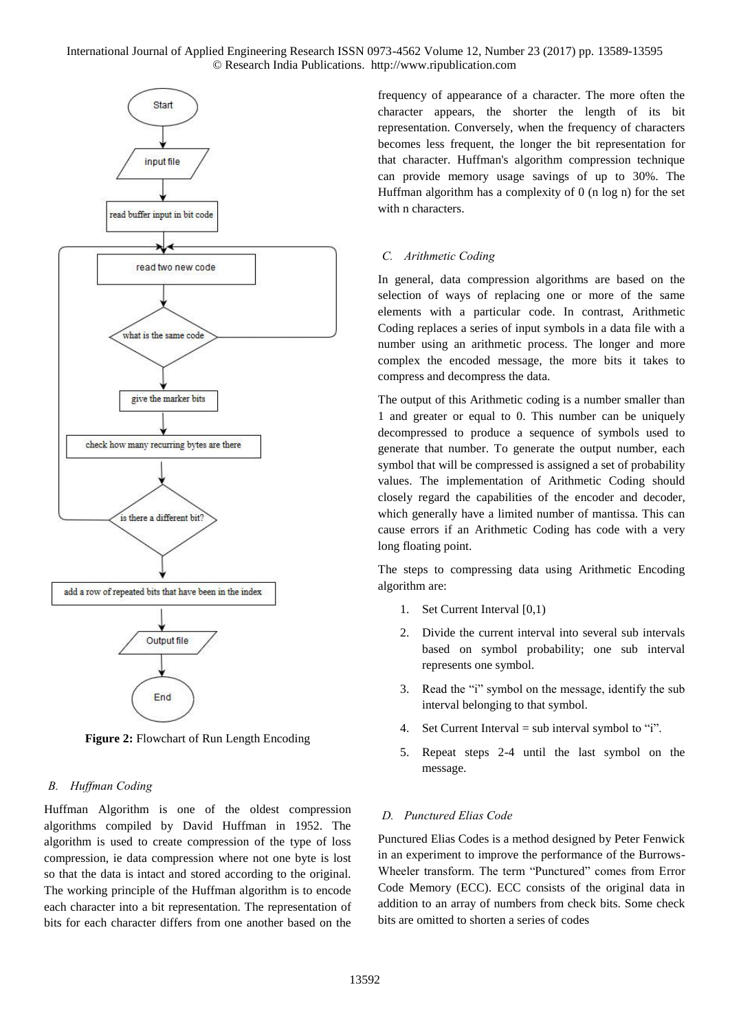Start

input file

read buffer input in bit code

read two new code

what is the same code

give the marker bits

check how many recurring bytes are there

is there a different bit?

add a row of repeated bits that have been in the index

Output file

End

**Figure 2:** Flowchart of Run Length Encoding

### *B. Huffman Coding*

Huffman Algorithm is one of the oldest compression algorithms compiled by David Huffman in 1952. The algorithm is used to create compression of the type of loss compression, ie data compression where not one byte is lost so that the data is intact and stored according to the original. The working principle of the Huffman algorithm is to encode each character into a bit representation. The representation of bits for each character differs from one another based on the frequency of appearance of a character. The more often the character appears, the shorter the length of its bit representation. Conversely, when the frequency of characters becomes less frequent, the longer the bit representation for that character. Huffman's algorithm compression technique can provide memory usage savings of up to 30%. The Huffman algorithm has a complexity of 0 (n log n) for the set with n characters.

### *C. Arithmetic Coding*

In general, data compression algorithms are based on the selection of ways of replacing one or more of the same elements with a particular code. In contrast, Arithmetic Coding replaces a series of input symbols in a data file with a number using an arithmetic process. The longer and more complex the encoded message, the more bits it takes to compress and decompress the data.

The output of this Arithmetic coding is a number smaller than 1 and greater or equal to 0. This number can be uniquely decompressed to produce a sequence of symbols used to generate that number. To generate the output number, each symbol that will be compressed is assigned a set of probability values. The implementation of Arithmetic Coding should closely regard the capabilities of the encoder and decoder, which generally have a limited number of mantissa. This can cause errors if an Arithmetic Coding has code with a very long floating point.

The steps to compressing data using Arithmetic Encoding algorithm are:

1. Set Current Interval [0,1)
2. Divide the current interval into several sub intervals based on symbol probability; one sub interval represents one symbol.
3. Read the "i" symbol on the message, identify the sub interval belonging to that symbol.
4. Set Current Interval = sub interval symbol to "i".
5. Repeat steps 2-4 until the last symbol on the message.

### *D. Punctured Elias Code*

Punctured Elias Codes is a method designed by Peter Fenwick in an experiment to improve the performance of the Burrows-Wheeler transform. The term "Punctured" comes from Error Code Memory (ECC). ECC consists of the original data in addition to an array of numbers from check bits. Some check bits are omitted to shorten a series of codes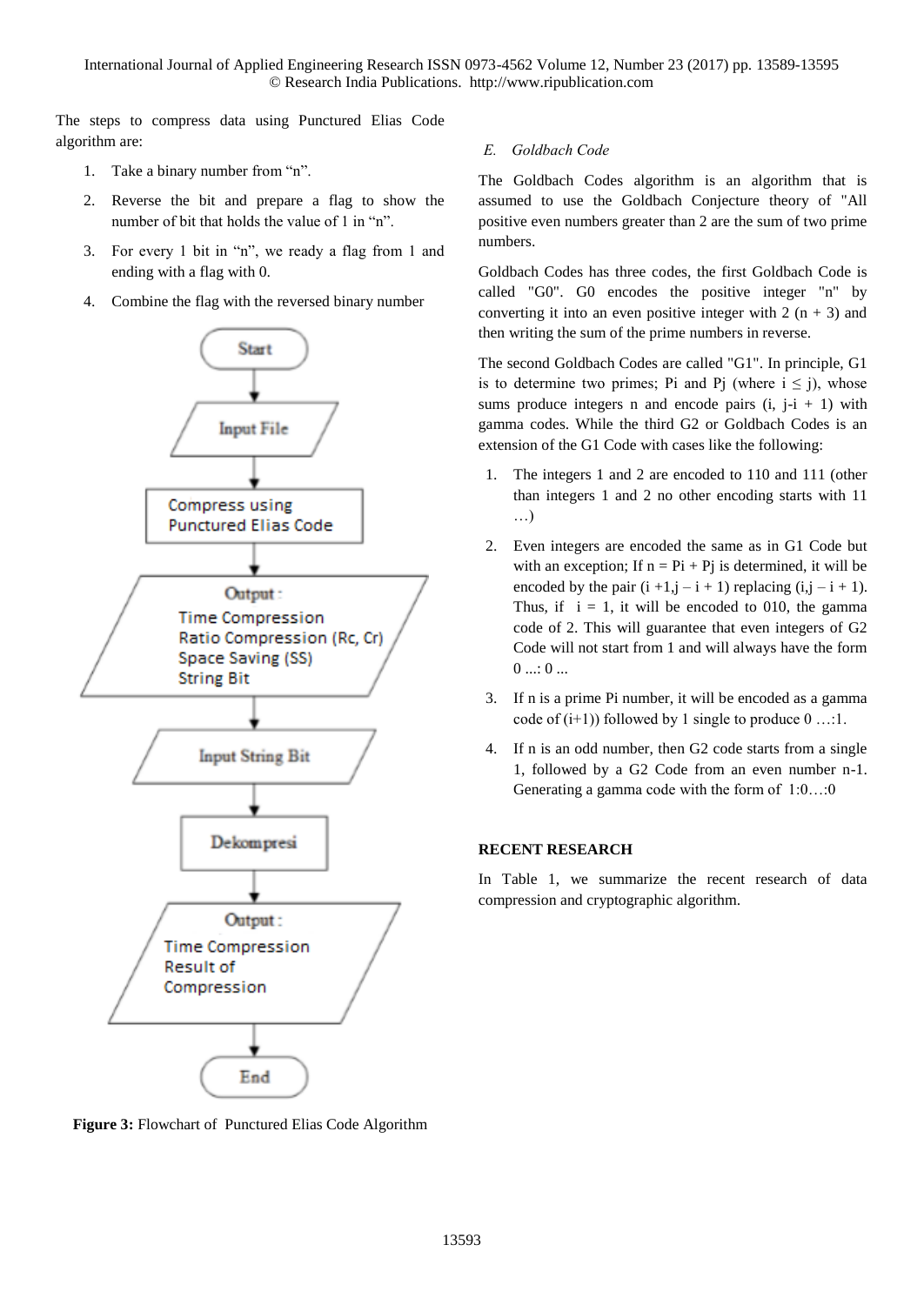The steps to compress data using Punctured Elias Code algorithm are:

1. Take a binary number from "n".
2. Reverse the bit and prepare a flag to show the number of bit that holds the value of 1 in "n".
3. For every 1 bit in "n", we ready a flag from 1 and ending with a flag with 0.
4. Combine the flag with the reversed binary number

Start

Input File

Compress using Punctured Elias Code

Output :
Time Compression
Ratio Compression (Rc, Cr)
Space Saving (SS)
String Bit

Input String Bit

Dekompresi

Output :
Time Compression
Result of Compression

End

**Figure 3:** Flowchart of Punctured Elias Code Algorithm

### *E. Goldbach Code*

The Goldbach Codes algorithm is an algorithm that is assumed to use the Goldbach Conjecture theory of "All positive even numbers greater than 2 are the sum of two prime numbers.

Goldbach Codes has three codes, the first Goldbach Code is called "G0". G0 encodes the positive integer "n" by converting it into an even positive integer with $2 (n + 3)$ and then writing the sum of the prime numbers in reverse.

The second Goldbach Codes are called "G1". In principle, G1 is to determine two primes; Pi and Pj (where $i \leq j$), whose sums produce integers n and encode pairs $(i, j\text{-}i + 1)$ with gamma codes. While the third G2 or Goldbach Codes is an extension of the G1 Code with cases like the following:

1. The integers 1 and 2 are encoded to 110 and 111 (other than integers 1 and 2 no other encoding starts with 11 …)
2. Even integers are encoded the same as in G1 Code but with an exception; If $n = Pi + Pj$ is determined, it will be encoded by the pair $(i + 1, j - i + 1)$ replacing $(i, j - i + 1)$. Thus, if $i = 1$, it will be encoded to 010, the gamma code of 2. This will guarantee that even integers of G2 Code will not start from 1 and will always have the form 0 ...: 0 ...
3. If n is a prime Pi number, it will be encoded as a gamma code of (i+1)) followed by 1 single to produce 0 …:1.
4. If n is an odd number, then G2 code starts from a single 1, followed by a G2 Code from an even number n-1. Generating a gamma code with the form of 1:0…:0

## RECENT RESEARCH

In Table 1, we summarize the recent research of data compression and cryptographic algorithm.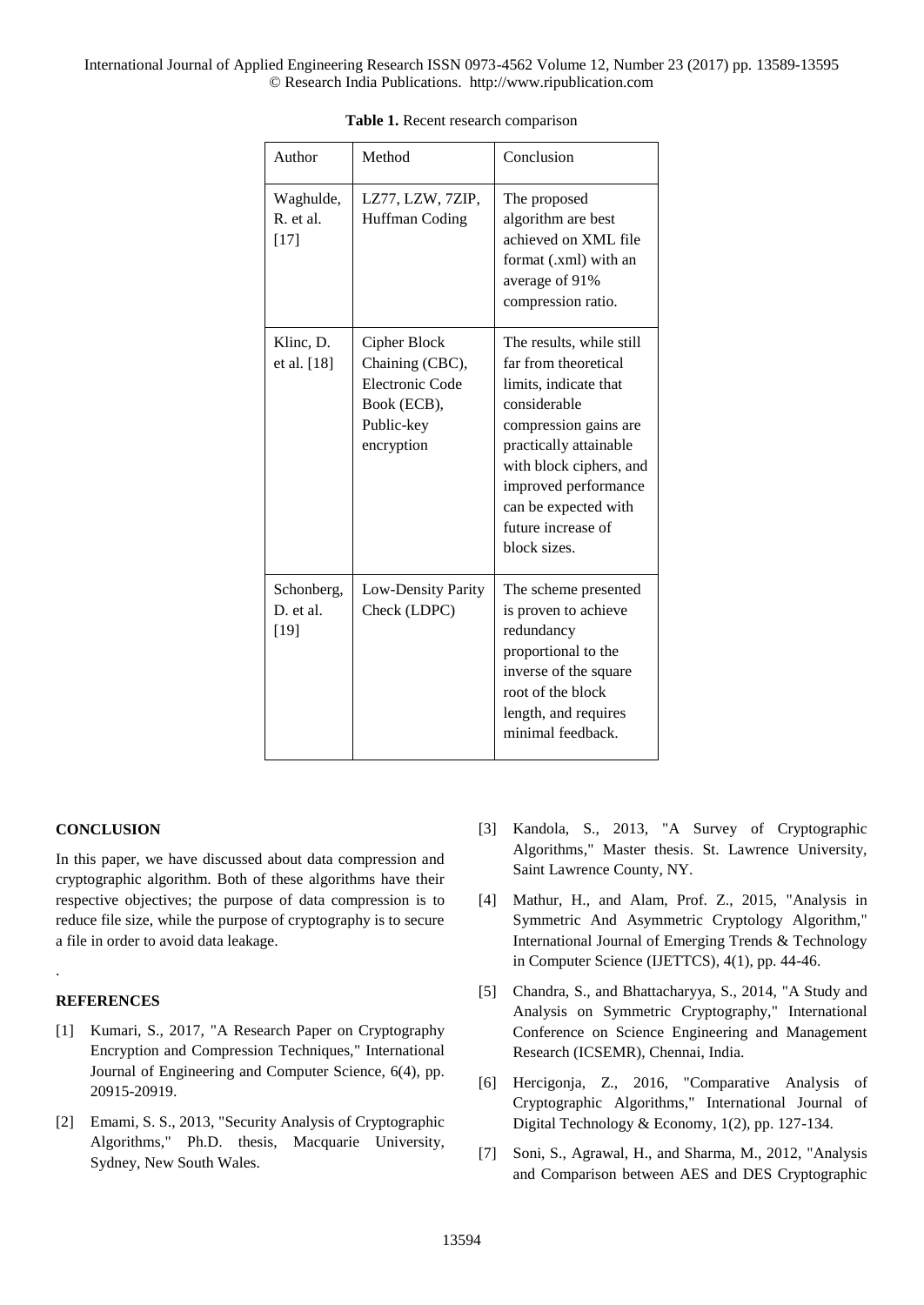**Table 1.** Recent research comparison

| Author | Method | Conclusion |
| --- | --- | --- |
| Waghulde, R. et al. [17] | LZ77, LZW, 7ZIP, Huffman Coding | The proposed algorithm are best achieved on XML file format (.xml) with an average of 91% compression ratio. |
| Klinc, D. et al. [18] | Cipher Block Chaining (CBC), Electronic Code Book (ECB), Public-key encryption | The results, while still far from theoretical limits, indicate that considerable compression gains are practically attainable with block ciphers, and improved performance can be expected with future increase of block sizes. |
| Schonberg, D. et al. [19] | Low-Density Parity Check (LDPC) | The scheme presented is proven to achieve redundancy proportional to the inverse of the square root of the block length, and requires minimal feedback. |

## CONCLUSION

In this paper, we have discussed about data compression and cryptographic algorithm. Both of these algorithms have their respective objectives; the purpose of data compression is to reduce file size, while the purpose of cryptography is to secure a file in order to avoid data leakage.

.

## REFERENCES

[1] Kumari, S., 2017, "A Research Paper on Cryptography Encryption and Compression Techniques," International Journal of Engineering and Computer Science, 6(4), pp. 20915-20919.

[2] Emami, S. S., 2013, "Security Analysis of Cryptographic Algorithms," Ph.D. thesis, Macquarie University, Sydney, New South Wales.

[3] Kandola, S., 2013, "A Survey of Cryptographic Algorithms," Master thesis. St. Lawrence University, Saint Lawrence County, NY.

[4] Mathur, H., and Alam, Prof. Z., 2015, "Analysis in Symmetric And Asymmetric Cryptology Algorithm," International Journal of Emerging Trends & Technology in Computer Science (IJETTCS), 4(1), pp. 44-46.

[5] Chandra, S., and Bhattacharyya, S., 2014, "A Study and Analysis on Symmetric Cryptography," International Conference on Science Engineering and Management Research (ICSEMR), Chennai, India.

[6] Hercigonja, Z., 2016, "Comparative Analysis of Cryptographic Algorithms," International Journal of Digital Technology & Economy, 1(2), pp. 127-134.

[7] Soni, S., Agrawal, H., and Sharma, M., 2012, "Analysis and Comparison between AES and DES Cryptographic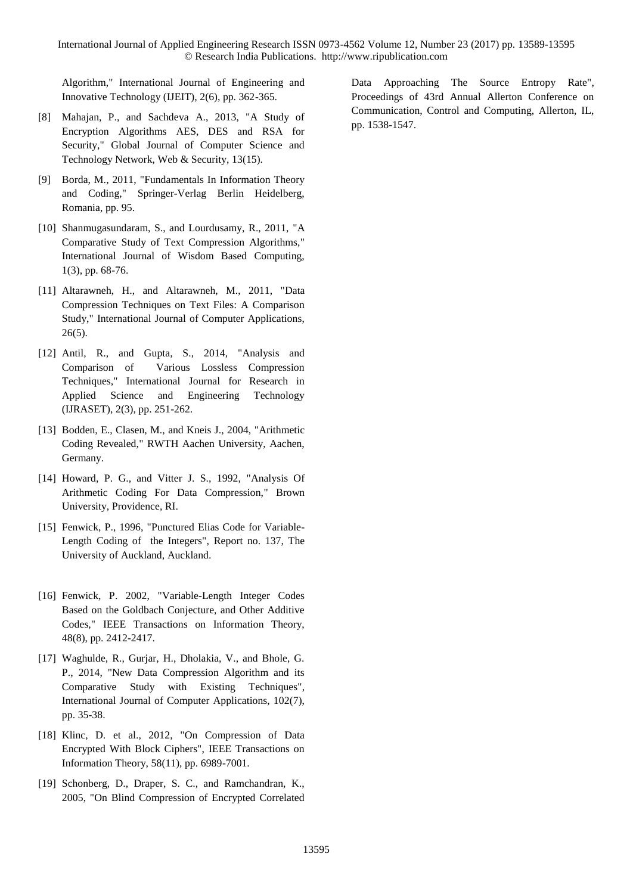Algorithm," International Journal of Engineering and Innovative Technology (IJEIT), 2(6), pp. 362-365.

[8] Mahajan, P., and Sachdeva A., 2013, "A Study of Encryption Algorithms AES, DES and RSA for Security," Global Journal of Computer Science and Technology Network, Web & Security, 13(15).

[9] Borda, M., 2011, "Fundamentals In Information Theory and Coding," Springer-Verlag Berlin Heidelberg, Romania, pp. 95.

[10] Shanmugasundaram, S., and Lourdusamy, R., 2011, "A Comparative Study of Text Compression Algorithms," International Journal of Wisdom Based Computing, 1(3), pp. 68-76.

[11] Altarawneh, H., and Altarawneh, M., 2011, "Data Compression Techniques on Text Files: A Comparison Study," International Journal of Computer Applications, 26(5).

[12] Antil, R., and Gupta, S., 2014, "Analysis and Comparison of Various Lossless Compression Techniques," International Journal for Research in Applied Science and Engineering Technology (IJRASET), 2(3), pp. 251-262.

[13] Bodden, E., Clasen, M., and Kneis J., 2004, "Arithmetic Coding Revealed," RWTH Aachen University, Aachen, Germany.

[14] Howard, P. G., and Vitter J. S., 1992, "Analysis Of Arithmetic Coding For Data Compression," Brown University, Providence, RI.

[15] Fenwick, P., 1996, "Punctured Elias Code for Variable-Length Coding of the Integers", Report no. 137, The University of Auckland, Auckland.

[16] Fenwick, P. 2002, "Variable-Length Integer Codes Based on the Goldbach Conjecture, and Other Additive Codes," IEEE Transactions on Information Theory, 48(8), pp. 2412-2417.

[17] Waghulde, R., Gurjar, H., Dholakia, V., and Bhole, G. P., 2014, "New Data Compression Algorithm and its Comparative Study with Existing Techniques", International Journal of Computer Applications, 102(7), pp. 35-38.

[18] Klinc, D. et al., 2012, "On Compression of Data Encrypted With Block Ciphers", IEEE Transactions on Information Theory, 58(11), pp. 6989-7001.

[19] Schonberg, D., Draper, S. C., and Ramchandran, K., 2005, "On Blind Compression of Encrypted Correlated Data Approaching The Source Entropy Rate", Proceedings of 43rd Annual Allerton Conference on Communication, Control and Computing, Allerton, IL, pp. 1538-1547.